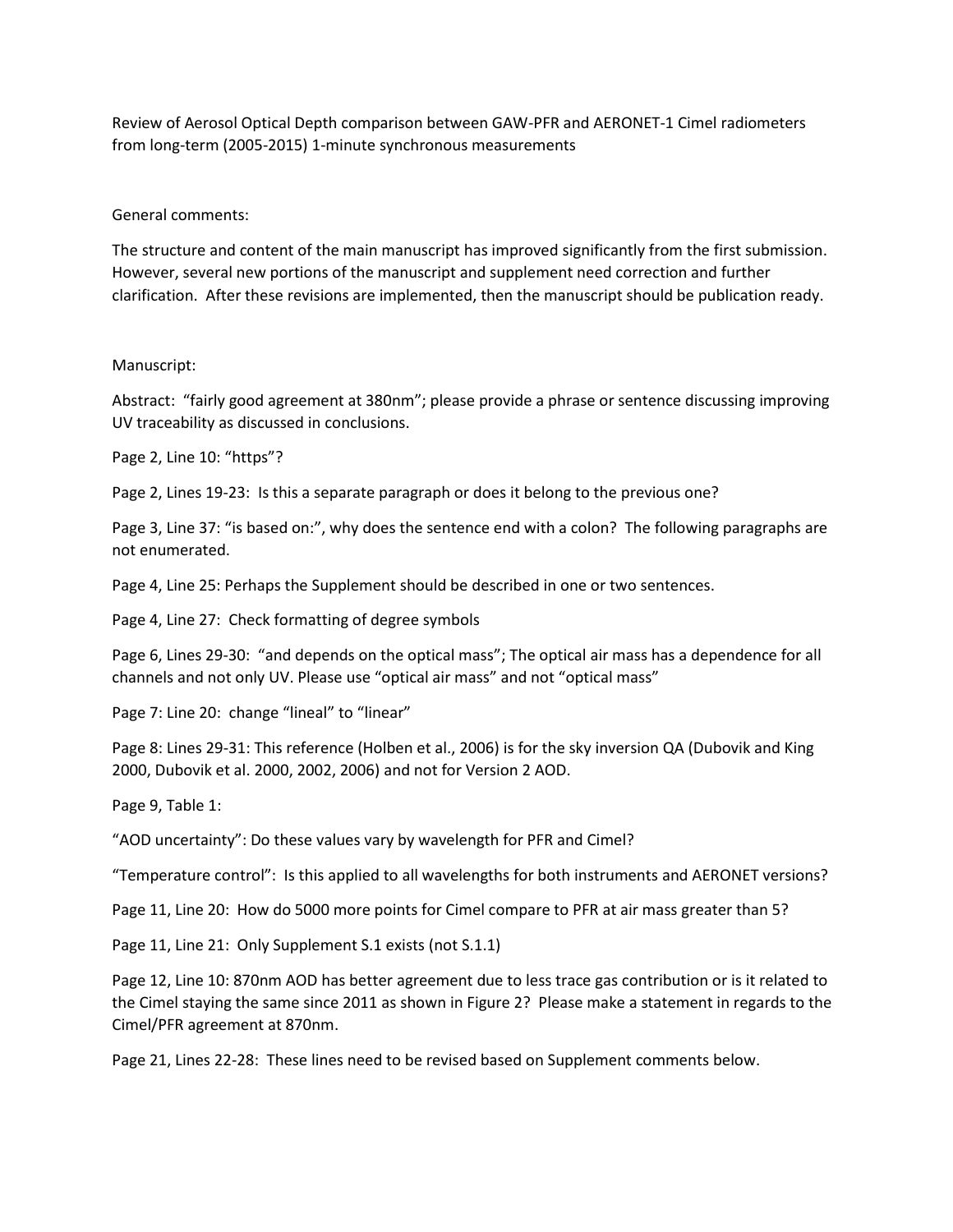Review of Aerosol Optical Depth comparison between GAW-PFR and AERONET-1 Cimel radiometers from long-term (2005-2015) 1-minute synchronous measurements

General comments:

The structure and content of the main manuscript has improved significantly from the first submission. However, several new portions of the manuscript and supplement need correction and further clarification. After these revisions are implemented, then the manuscript should be publication ready.

Manuscript:

Abstract: "fairly good agreement at 380nm"; please provide a phrase or sentence discussing improving UV traceability as discussed in conclusions.

Page 2, Line 10: "https"?

Page 2, Lines 19-23: Is this a separate paragraph or does it belong to the previous one?

Page 3, Line 37: "is based on:", why does the sentence end with a colon? The following paragraphs are not enumerated.

Page 4, Line 25: Perhaps the Supplement should be described in one or two sentences.

Page 4, Line 27: Check formatting of degree symbols

Page 6, Lines 29-30: "and depends on the optical mass"; The optical air mass has a dependence for all channels and not only UV. Please use "optical air mass" and not "optical mass"

Page 7: Line 20: change "lineal" to "linear"

Page 8: Lines 29-31: This reference (Holben et al., 2006) is for the sky inversion QA (Dubovik and King 2000, Dubovik et al. 2000, 2002, 2006) and not for Version 2 AOD.

Page 9, Table 1:

"AOD uncertainty": Do these values vary by wavelength for PFR and Cimel?

"Temperature control": Is this applied to all wavelengths for both instruments and AERONET versions?

Page 11, Line 20: How do 5000 more points for Cimel compare to PFR at air mass greater than 5?

Page 11, Line 21: Only Supplement S.1 exists (not S.1.1)

Page 12, Line 10: 870nm AOD has better agreement due to less trace gas contribution or is it related to the Cimel staying the same since 2011 as shown in Figure 2? Please make a statement in regards to the Cimel/PFR agreement at 870nm.

Page 21, Lines 22-28: These lines need to be revised based on Supplement comments below.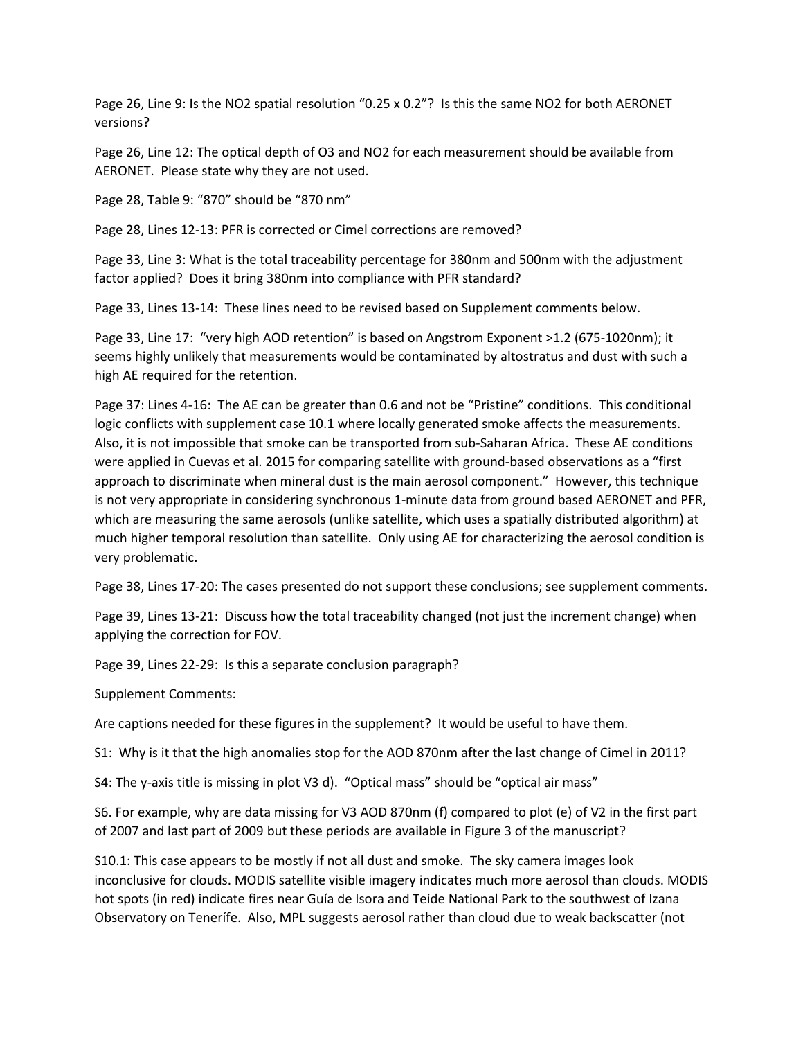Page 26, Line 9: Is the NO2 spatial resolution “0.25 x 0.2”? Is this the same NO2 for both AERONET versions?

Page 26, Line 12: The optical depth of O3 and NO2 for each measurement should be available from AERONET. Please state why they are not used.

Page 28, Table 9: “870” should be “870 nm”

Page 28, Lines 12-13: PFR is corrected or Cimel corrections are removed?

Page 33, Line 3: What is the total traceability percentage for 380nm and 500nm with the adjustment factor applied? Does it bring 380nm into compliance with PFR standard?

Page 33, Lines 13-14: These lines need to be revised based on Supplement comments below.

Page 33, Line 17: “very high AOD retention” is based on Angstrom Exponent >1.2 (675-1020nm); it seems highly unlikely that measurements would be contaminated by altostratus and dust with such a high AE required for the retention.

Page 37: Lines 4-16: The AE can be greater than 0.6 and not be “Pristine” conditions. This conditional logic conflicts with supplement case 10.1 where locally generated smoke affects the measurements. Also, it is not impossible that smoke can be transported from sub-Saharan Africa. These AE conditions were applied in Cuevas et al. 2015 for comparing satellite with ground-based observations as a “first approach to discriminate when mineral dust is the main aerosol component.” However, this technique is not very appropriate in considering synchronous 1-minute data from ground based AERONET and PFR, which are measuring the same aerosols (unlike satellite, which uses a spatially distributed algorithm) at much higher temporal resolution than satellite. Only using AE for characterizing the aerosol condition is very problematic.

Page 38, Lines 17-20: The cases presented do not support these conclusions; see supplement comments.

Page 39, Lines 13-21: Discuss how the total traceability changed (not just the increment change) when applying the correction for FOV.

Page 39, Lines 22-29: Is this a separate conclusion paragraph?

Supplement Comments:

Are captions needed for these figures in the supplement? It would be useful to have them.

S1: Why is it that the high anomalies stop for the AOD 870nm after the last change of Cimel in 2011?

S4: The y-axis title is missing in plot V3 d). “Optical mass” should be “optical air mass”

S6. For example, why are data missing for V3 AOD 870nm (f) compared to plot (e) of V2 in the first part of 2007 and last part of 2009 but these periods are available in Figure 3 of the manuscript?

S10.1: This case appears to be mostly if not all dust and smoke. The sky camera images look inconclusive for clouds. MODIS satellite visible imagery indicates much more aerosol than clouds. MODIS hot spots (in red) indicate fires near Guía de Isora and Teide National Park to the southwest of Izana Observatory on Tenerífe. Also, MPL suggests aerosol rather than cloud due to weak backscatter (not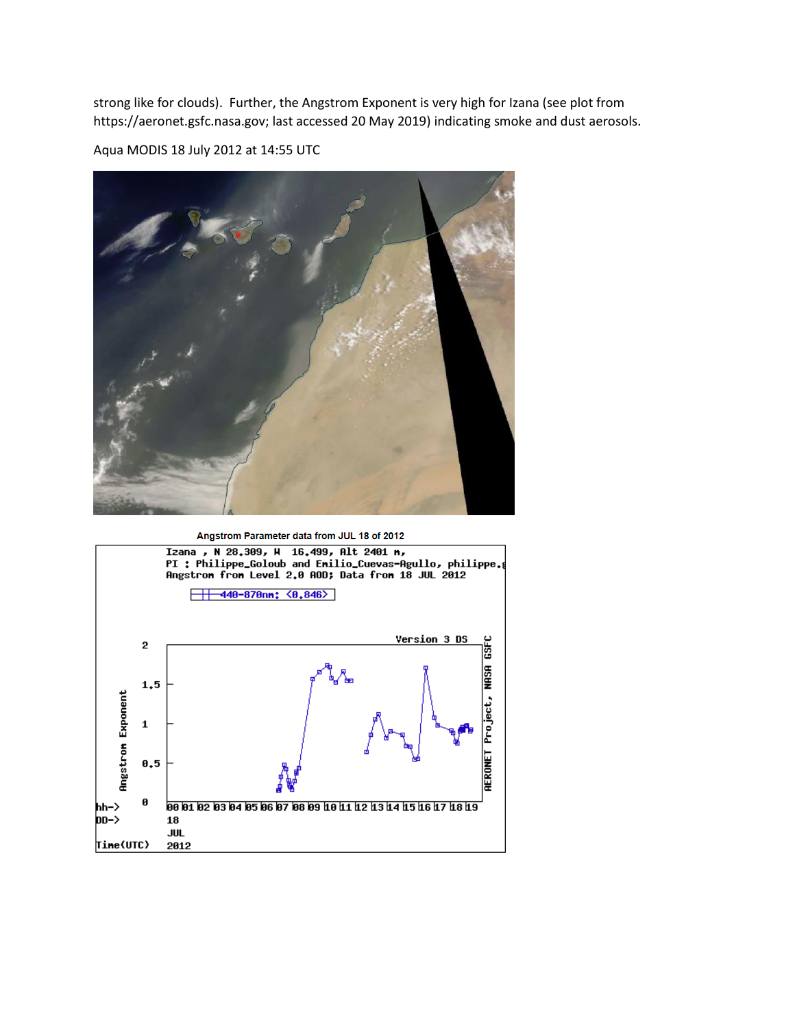strong like for clouds). Further, the Angstrom Exponent is very high for Izana (see plot from https://aeronet.gsfc.nasa.gov; last accessed 20 May 2019) indicating smoke and dust aerosols.

Aqua MODIS 18 July 2012 at 14:55 UTC

Angstrom Parameter data from JUL 18 of 2012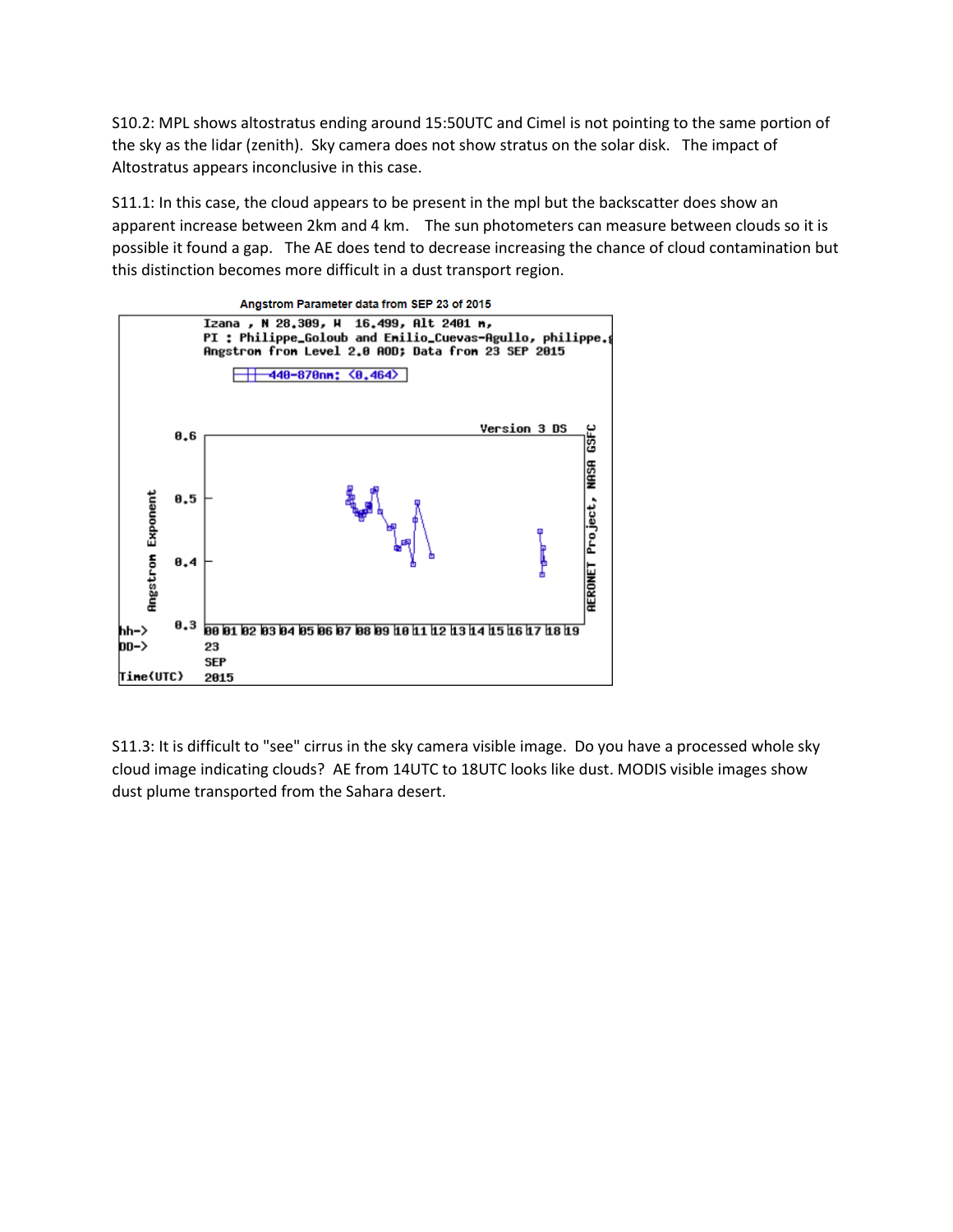S10.2: MPL shows altostratus ending around 15:50UTC and Cimel is not pointing to the same portion of the sky as the lidar (zenith). Sky camera does not show stratus on the solar disk. The impact of Altostratus appears inconclusive in this case.

S11.1: In this case, the cloud appears to be present in the mpl but the backscatter does show an apparent increase between 2km and 4 km. The sun photometers can measure between clouds so it is possible it found a gap. The AE does tend to decrease increasing the chance of cloud contamination but this distinction becomes more difficult in a dust transport region.

S11.3: It is difficult to "see" cirrus in the sky camera visible image. Do you have a processed whole sky cloud image indicating clouds? AE from 14UTC to 18UTC looks like dust. MODIS visible images show dust plume transported from the Sahara desert.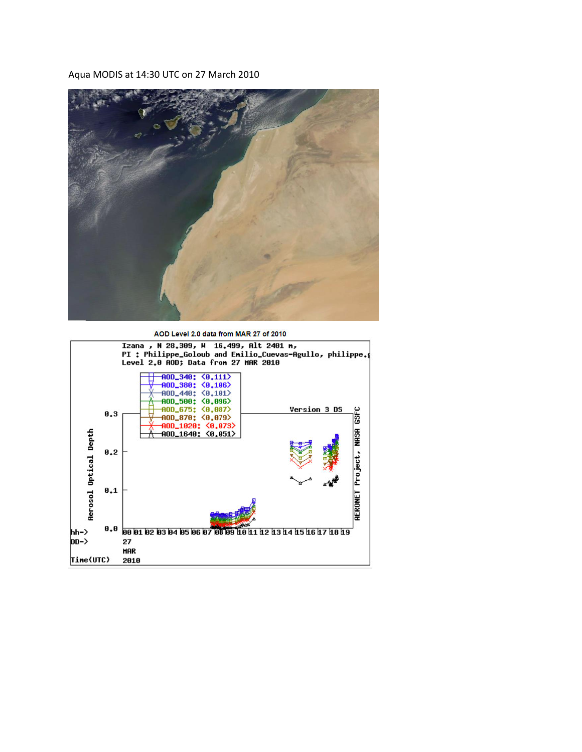Aqua MODIS at 14:30 UTC on 27 March 2010

AOD Level 2.0 data from MAR 27 of 2010

```
Izana , N 28.309, W  16.499, Alt 2401 m,
PI : Philippe_Goloub and Emilio_Cuevas-Agullo, philippe.g
Level 2.0 AOD; Data from 27 MAR 2010
```

| Legend | Mean |
|---|---|
| AOD_340 | <0.111> |
| AOD_380 | <0.106> |
| AOD_440 | <0.101> |
| AOD_500 | <0.096> |
| AOD_675 | <0.087> |
| AOD_870 | <0.079> |
| AOD_1020 | <0.073> |
| AOD_1640 | <0.051> |

Version 3 DS

Aerosol Optical Depth

AERONET Project, NASA GSFC

hh-> 00 01 02 03 04 05 06 07 08 09 10 11 12 13 14 15 16 17 18 19

DD-> 27

MAR

Time(UTC) 2010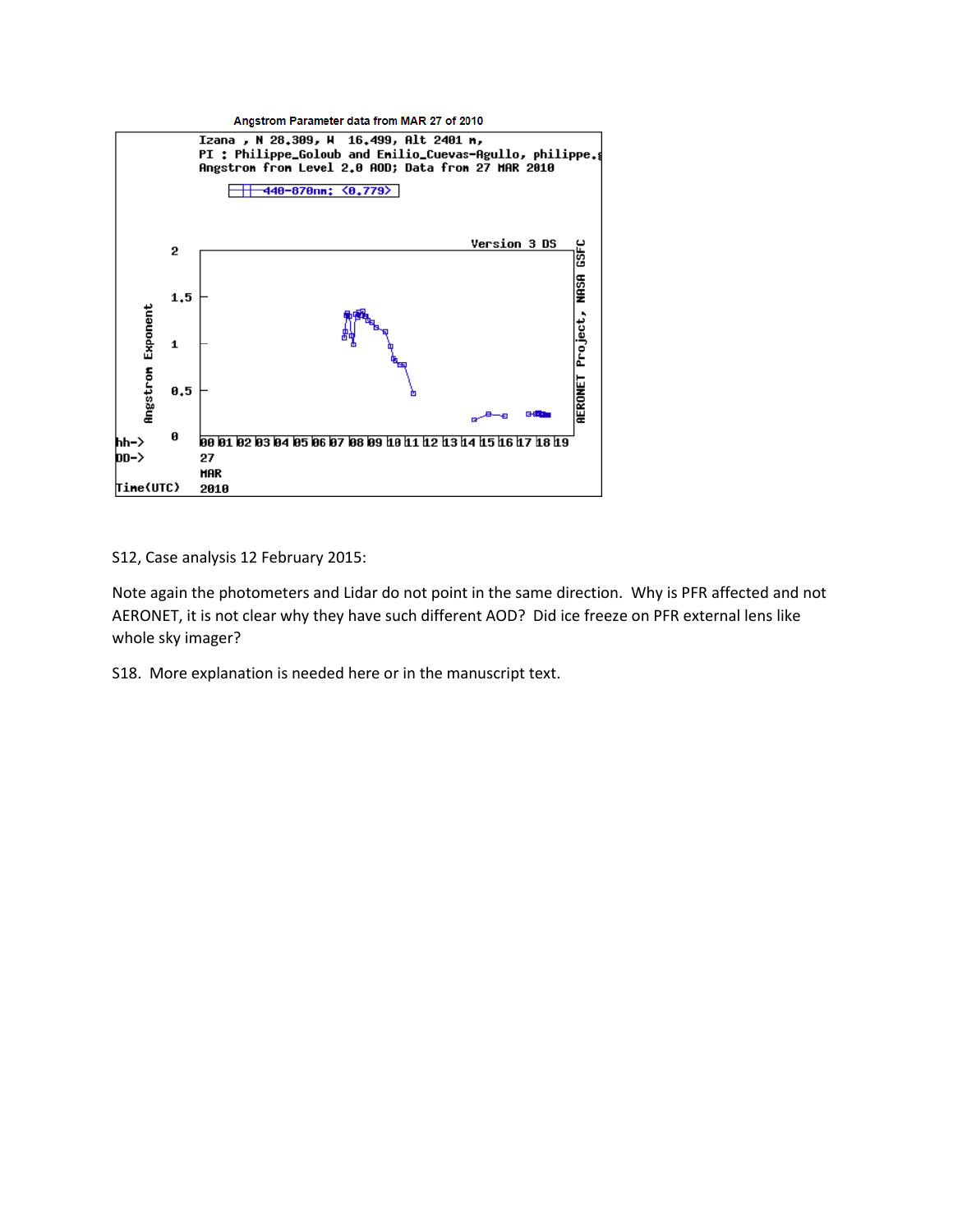Angstrom Parameter data from MAR 27 of 2010

Izana , N 28.309, W 16.499, Alt 2401 m,
PI : Philippe_Goloub and Emilio_Cuevas-Agullo, philippe.g
Angstrom from Level 2.0 AOD; Data from 27 MAR 2010

440-870nm: <0.779>

Version 3 DS

AERONET Project, NASA GSFC

Angstrom Exponent

2
1.5
1
0.5
0

hh-> 00 01 02 03 04 05 06 07 08 09 10 11 12 13 14 15 16 17 18 19
DD-> 27
MAR
Time(UTC) 2010

S12, Case analysis 12 February 2015:

Note again the photometers and Lidar do not point in the same direction. Why is PFR affected and not AERONET, it is not clear why they have such different AOD? Did ice freeze on PFR external lens like whole sky imager?

S18. More explanation is needed here or in the manuscript text.